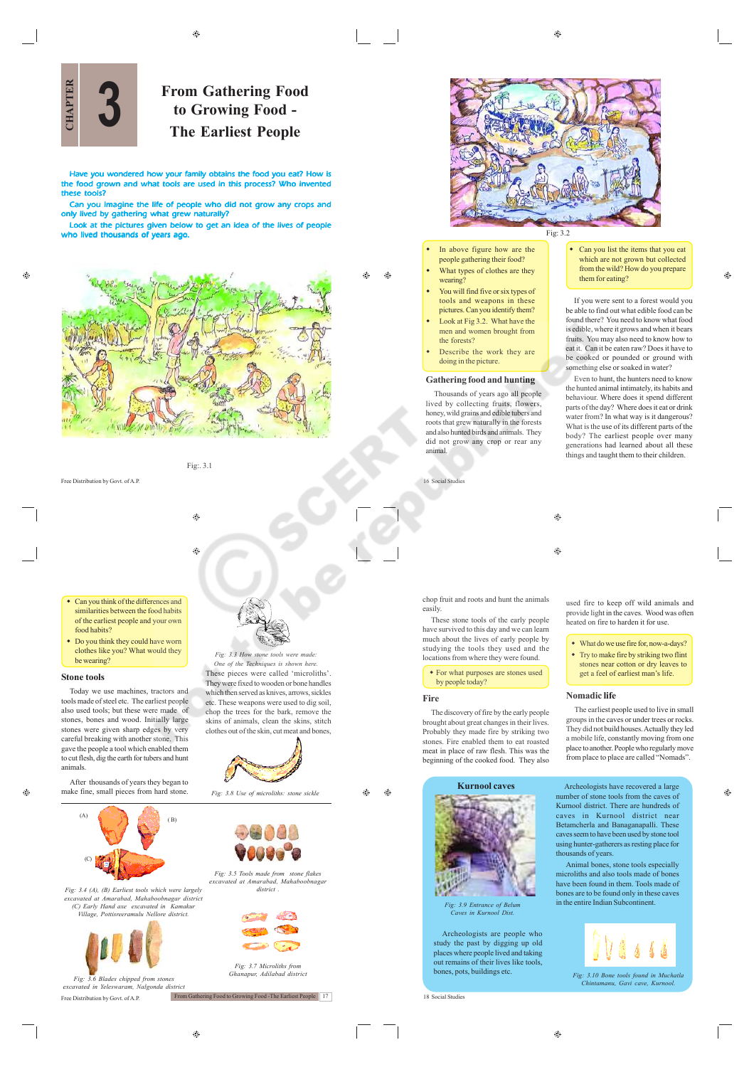CHAPTER 3

# From Gathering Food to Growing Food - The Earliest People

Have you wondered how your family obtains the food you eat? How is the food grown and what tools are used in this process? Who invented these tools?

Can you imagine the life of people who did not grow any crops and only lived by gathering what grew naturally?

Look at the pictures given below to get an idea of the lives of people who lived thousands of years ago.

Fig:. 3.1

Fig: 3.2

- In above figure how are the people gathering their food?
- What types of clothes are they wearing?
- You will find five or six types of tools and weapons in these pictures. Can you identify them?
- Look at Fig 3.2. What have the men and women brought from the forests?
- Describe the work they are doing in the picture.

## Gathering food and hunting

Thousands of years ago all people lived by collecting fruits, flowers, honey, wild grains and edible tubers and roots that grew naturally in the forests and also hunted birds and animals. They did not grow any crop or rear any animal.

- Can you list the items that you eat which are not grown but collected from the wild? How do you prepare them for eating?

If you were sent to a forest would you be able to find out what edible food can be found there? You need to know what food is edible, where it grows and when it bears fruits. You may also need to know how to eat it. Can it be eaten raw? Does it have to be cooked or pounded or ground with something else or soaked in water?

Even to hunt, the hunters need to know the hunted animal intimately, its habits and behaviour. Where does it spend different parts of the day? Where does it eat or drink water from? In what way is it dangerous? What is the use of its different parts of the body? The earliest people over many generations had learned about all these things and taught them to their children.

- Can you think of the differences and similarities between the food habits of the earliest people and your own food habits?
- Do you think they could have worn clothes like you? What would they be wearing?

## Stone tools

Today we use machines, tractors and tools made of steel etc. The earliest people also used tools; but these were made of stones, bones and wood. Initially large stones were given sharp edges by very careful breaking with another stone. This gave the people a tool which enabled them to cut flesh, dig the earth for tubers and hunt animals.

After thousands of years they began to make fine, small pieces from hard stone.

*Fig: 3.3 How stone tools were made: One of the Techniques is shown here.*

These pieces were called 'microliths'. They were fixed to wooden or bone handles which then served as knives, arrows, sickles etc. These weapons were used to dig soil, chop the trees for the bark, remove the skins of animals, clean the skins, stitch clothes out of the skin, cut meat and bones, chop fruit and roots and hunt the animals easily.

*Fig: 3.8 Use of microliths: stone sickle*

*Fig: 3.4 (A), (B) Earliest tools which were largely excavated at Amarabad, Mahaboobnagar district (C) Early Hand axe excavated in Kamakur Village, Pottisreeramulu Nellore district.*

*Fig: 3.5 Tools made from stone flakes excavated at Amarabad, Mahaboobnagar district*

*Fig: 3.6 Blades chipped from stones excavated in Yeleswaram, Nalgonda district*

*Fig: 3.7 Microliths from Ghanapur, Adilabad district*

These stone tools of the early people have survived to this day and we can learn much about the lives of early people by studying the tools they used and the locations from where they were found.

- For what purposes are stones used by people today?

## Fire

The discovery of fire by the early people brought about great changes in their lives. Probably they made fire by striking two stones. Fire enabled them to eat roasted meat in place of raw flesh. This was the beginning of the cooked food. They also used fire to keep off wild animals and provide light in the caves. Wood was often heated on fire to harden it for use.

- What do we use fire for, now-a-days?
- Try to make fire by striking two flint stones near cotton or dry leaves to get a feel of earliest man's life.

## Nomadic life

The earliest people used to live in small groups in the caves or under trees or rocks. They did not build houses. Actually they led a mobile life, constantly moving from one place to another. People who regularly move from place to place are called "Nomads".

### Kurnool caves

*Fig: 3.9 Entrance of Belum Caves in Kurnool Dist.*

Archeologists are people who study the past by digging up old places where people lived and taking out remains of their lives like tools, bones, pots, buildings etc.

Archeologists have recovered a large number of stone tools from the caves of Kurnool district. There are hundreds of caves in Kurnool district near Betamcherla and Banaganapalli. These caves seem to have been used by stone tool using hunter-gatherers as resting place for thousands of years.

Animal bones, stone tools especially microliths and also tools made of bones have been found in them. Tools made of bones are to be found only in these caves in the entire Indian Subcontinent.

*Fig: 3.10 Bone tools found in Muchatla Chintamanu, Gavi cave, Kurnool.*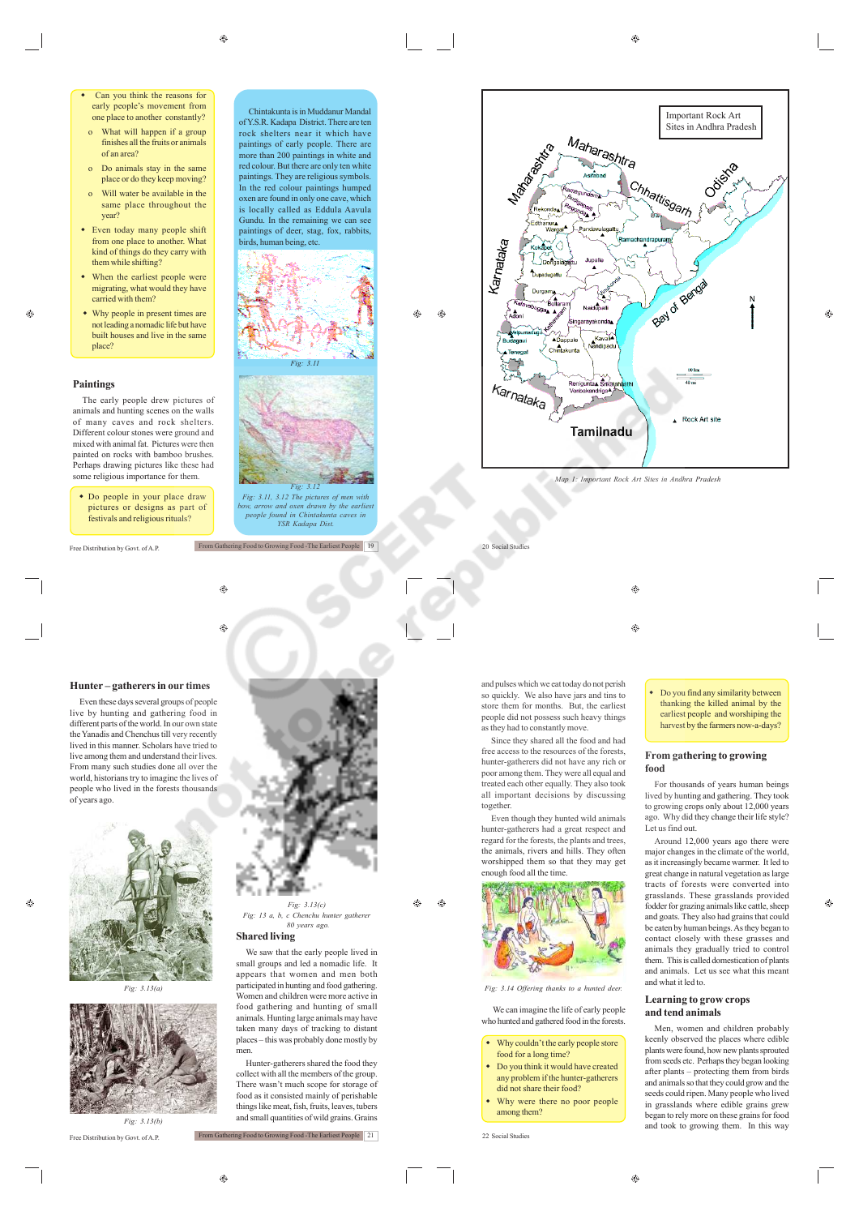- Can you think the reasons for early people's movement from one place to another constantly?
  - What will happen if a group finishes all the fruits or animals of an area?
  - Do animals stay in the same place or do they keep moving?
  - Will water be available in the same place throughout the year?
- Even today many people shift from one place to another. What kind of things do they carry with them while shifting?
- When the earliest people were migrating, what would they have carried with them?
- Why people in present times are not leading a nomadic life but have built houses and live in the same place?

## Paintings

The early people drew pictures of animals and hunting scenes on the walls of many caves and rock shelters. Different colour stones were ground and mixed with animal fat. Pictures were then painted on rocks with bamboo brushes. Perhaps drawing pictures like these had some religious importance for them.

- Do people in your place draw pictures or designs as part of festivals and religious rituals?

Chintakunta is in Muddanur Mandal of Y.S.R. Kadapa District. There are ten rock shelters near it which have paintings of early people. There are more than 200 paintings in white and red colour. But there are only ten white paintings. They are religious symbols. In the red colour paintings humped oxen are found in only one cave, which is locally called as Eddula Aavula Gundu. In the remaining we can see paintings of deer, stag, fox, rabbits, birds, human being, etc.

Fig: 3.11

Fig: 3.12

Fig: 3.11, 3.12 The pictures of men with bow, arrow and oxen drawn by the earliest people found in Chintakunta caves in YSR Kadapa Dist.

Map 1: Important Rock Art Sites in Andhra Pradesh

## Hunter – gatherers in our times

Even these days several groups of people live by hunting and gathering food in different parts of the world. In our own state the Yanadis and Chenchus till very recently lived in this manner. Scholars have tried to live among them and understand their lives. From many such studies done all over the world, historians try to imagine the lives of people who lived in the forests thousands of years ago.

Fig: 3.13(a)

Fig: 3.13(b)

Fig: 3.13(c)

Fig: 13 a, b, c Chenchu hunter gatherer 80 years ago.

## Shared living

We saw that the early people lived in small groups and led a nomadic life. It appears that women and men both participated in hunting and food gathering. Women and children were more active in food gathering and hunting of small animals. Hunting large animals may have taken many days of tracking to distant places – this was probably done mostly by men.

Hunter-gatherers shared the food they collect with all the members of the group. There wasn't much scope for storage of food as it consisted mainly of perishable things like meat, fish, fruits, leaves, tubers and small quantities of wild grains. Grains and pulses which we eat today do not perish so quickly. We also have jars and tins to store them for months. But, the earliest people did not possess such heavy things as they had to constantly move.

Since they shared all the food and had free access to the resources of the forests, hunter-gatherers did not have any rich or poor among them. They were all equal and treated each other equally. They also took all important decisions by discussing together.

Even though they hunted wild animals hunter-gatherers had a great respect and regard for the forests, the plants and trees, the animals, rivers and hills. They often worshipped them so that they may get enough food all the time.

Fig: 3.14 Offering thanks to a hunted deer.

We can imagine the life of early people who hunted and gathered food in the forests.

- Why couldn't the early people store food for a long time?
- Do you think it would have created any problem if the hunter-gatherers did not share their food?
- Why were there no poor people among them?

- Do you find any similarity between thanking the killed animal by the earliest people and worshiping the harvest by the farmers now-a-days?

## From gathering to growing food

For thousands of years human beings lived by hunting and gathering. They took to growing crops only about 12,000 years ago. Why did they change their life style? Let us find out.

Around 12,000 years ago there were major changes in the climate of the world, as it increasingly became warmer. It led to great change in natural vegetation as large tracts of forests were converted into grasslands. These grasslands provided fodder for grazing animals like cattle, sheep and goats. They also had grains that could be eaten by human beings. As they began to contact closely with these grasses and animals they gradually tried to control them. This is called domestication of plants and animals. Let us see what this meant and what it led to.

## Learning to grow crops and tend animals

Men, women and children probably keenly observed the places where edible plants were found, how new plants sprouted from seeds etc. Perhaps they began looking after plants – protecting them from birds and animals so that they could grow and the seeds could ripen. Many people who lived in grasslands where edible grains grew began to rely more on these grains for food and took to growing them. In this way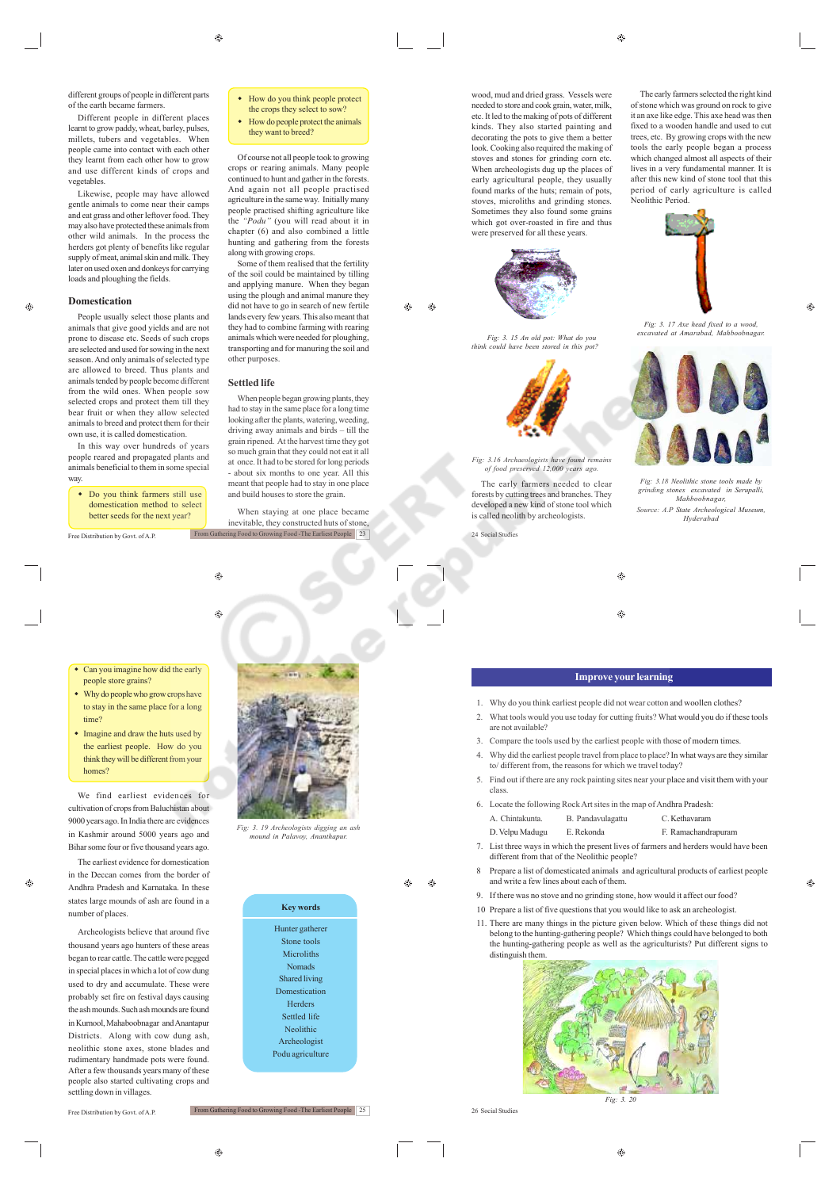different groups of people in different parts of the earth became farmers.

Different people in different places learnt to grow paddy, wheat, barley, pulses, millets, tubers and vegetables. When people came into contact with each other they learnt from each other how to grow and use different kinds of crops and vegetables.

Likewise, people may have allowed gentle animals to come near their camps and eat grass and other leftover food. They may also have protected these animals from other wild animals. In the process the herders got plenty of benefits like regular supply of meat, animal skin and milk. They later on used oxen and donkeys for carrying loads and ploughing the fields.

## Domestication

People usually select those plants and animals that give good yields and are not prone to disease etc. Seeds of such crops are selected and used for sowing in the next season. And only animals of selected type are allowed to breed. Thus plants and animals tended by people become different from the wild ones. When people sow selected crops and protect them till they bear fruit or when they allow selected animals to breed and protect them for their own use, it is called domestication.

In this way over hundreds of years people reared and propagated plants and animals beneficial to them in some special way.

- Do you think farmers still use domestication method to select better seeds for the next year?

- How do you think people protect the crops they select to sow?
- How do people protect the animals they want to breed?

Of course not all people took to growing crops or rearing animals. Many people continued to hunt and gather in the forests. And again not all people practised agriculture in the same way. Initially many people practised shifting agriculture like the *"Podu"* (you will read about it in chapter (6) and also combined a little hunting and gathering from the forests along with growing crops.

Some of them realised that the fertility of the soil could be maintained by tilling and applying manure. When they began using the plough and animal manure they did not have to go in search of new fertile lands every few years. This also meant that they had to combine farming with rearing animals which were needed for ploughing, transporting and for manuring the soil and other purposes.

## Settled life

When people began growing plants, they had to stay in the same place for a long time looking after the plants, watering, weeding, driving away animals and birds – till the grain ripened. At the harvest time they got so much grain that they could not eat it all at once. It had to be stored for long periods - about six months to one year. All this meant that people had to stay in one place and build houses to store the grain.

When staying at one place became inevitable, they constructed huts of stone, wood, mud and dried grass. Vessels were needed to store and cook grain, water, milk, etc. It led to the making of pots of different kinds. They also started painting and decorating the pots to give them a better look. Cooking also required the making of stoves and stones for grinding corn etc. When archeologists dug up the places of early agricultural people, they usually found marks of the huts; remain of pots, stoves, microliths and grinding stones. Sometimes they also found some grains which got over-roasted in fire and thus were preserved for all these years.

*Fig: 3. 15 An old pot: What do you think could have been stored in this pot?*

*Fig: 3.16 Archaeologists have found remains of food preserved 12,000 years ago.*

The early farmers needed to clear forests by cutting trees and branches. They developed a new kind of stone tool which is called neolith by archeologists.

The early farmers selected the right kind of stone which was ground on rock to give it an axe like edge. This axe head was then fixed to a wooden handle and used to cut trees, etc. By growing crops with the new tools the early people began a process which changed almost all aspects of their lives in a very fundamental manner. It is after this new kind of stone tool that this period of early agriculture is called Neolithic Period.

*Fig: 3. 17 Axe head fixed to a wood, excavated at Amarabad, Mahboobnagar.*

*Fig: 3.18 Neolithic stone tools made by grinding stones excavated in Serupalli, Mahboobnagar,*

*Source: A.P State Archeological Museum, Hyderabad*

- Can you imagine how did the early people store grains?
- Why do people who grow crops have to stay in the same place for a long time?
- Imagine and draw the huts used by the earliest people. How do you think they will be different from your homes?

We find earliest evidences for cultivation of crops from Baluchistan about 9000 years ago. In India there are evidences in Kashmir around 5000 years ago and Bihar some four or five thousand years ago.

The earliest evidence for domestication in the Deccan comes from the border of Andhra Pradesh and Karnataka. In these states large mounds of ash are found in a number of places.

Archeologists believe that around five thousand years ago hunters of these areas began to rear cattle. The cattle were pegged in special places in which a lot of cow dung used to dry and accumulate. These were probably set fire on festival days causing the ash mounds. Such ash mounds are found in Kurnool, Mahaboobnagar and Anantapur Districts. Along with cow dung ash, neolithic stone axes, stone blades and rudimentary handmade pots were found. After a few thousands years many of these people also started cultivating crops and settling down in villages.

*Fig: 3. 19 Archeologists digging an ash mound in Palavoy, Ananthapur.*

**Key words**

- Hunter gatherer
- Stone tools
- Microliths
- Nomads
- Shared living
- Domestication
- Herders
- Settled life
- Neolithic
- Archeologist
- Podu agriculture

## Improve your learning

1. Why do you think earliest people did not wear cotton and woollen clothes?
2. What tools would you use today for cutting fruits? What would you do if these tools are not available?
3. Compare the tools used by the earliest people with those of modern times.
4. Why did the earliest people travel from place to place? In what ways are they similar to/ different from, the reasons for which we travel today?
5. Find out if there are any rock painting sites near your place and visit them with your class.
6. Locate the following Rock Art sites in the map of Andhra Pradesh:

   A. Chintakunta. B. Pandavulagattu C. Kethavaram
   D. Velpu Madugu E. Rekonda F. Ramachandrapuram

7. List three ways in which the present lives of farmers and herders would have been different from that of the Neolithic people?
8. Prepare a list of domesticated animals and agricultural products of earliest people and write a few lines about each of them.
9. If there was no stove and no grinding stone, how would it affect our food?
10. Prepare a list of five questions that you would like to ask an archeologist.
11. There are many things in the picture given below. Which of these things did not belong to the hunting-gathering people? Which things could have belonged to both the hunting-gathering people as well as the agriculturists? Put different signs to distinguish them.

*Fig: 3. 20*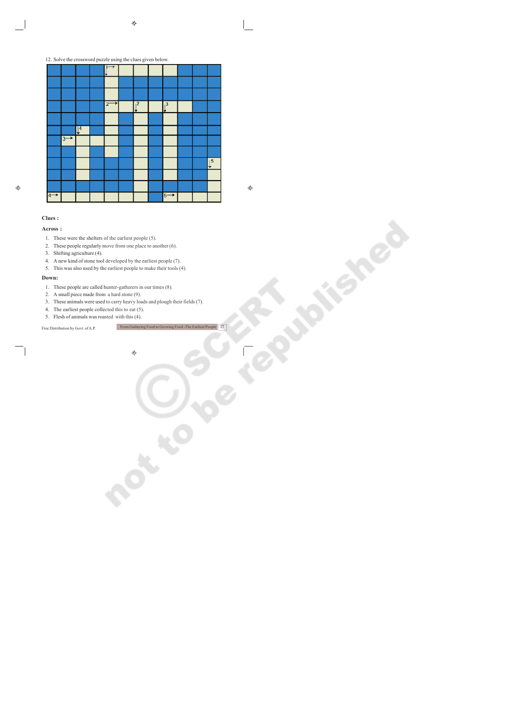12. Solve the crossword puzzle using the clues given below.

**Clues :**

**Across :**

1. These were the shelters of the earliest people (5).
2. These people regularly move from one place to another (6).
3. Shifting agriculture (4).
4. A new kind of stone tool developed by the earliest people (7).
5. This was also used by the earliest people to make their tools (4).

**Down:**

1. These people are called hunter-gatherers in our times (8).
2. A small piece made from a hard stone (9).
3. These animals were used to carry heavy loads and plough their fields (7).
4. The earliest people collected this to eat (5).
5. Flesh of animals was roasted with this (4).

Free Distribution by Govt. of A.P.